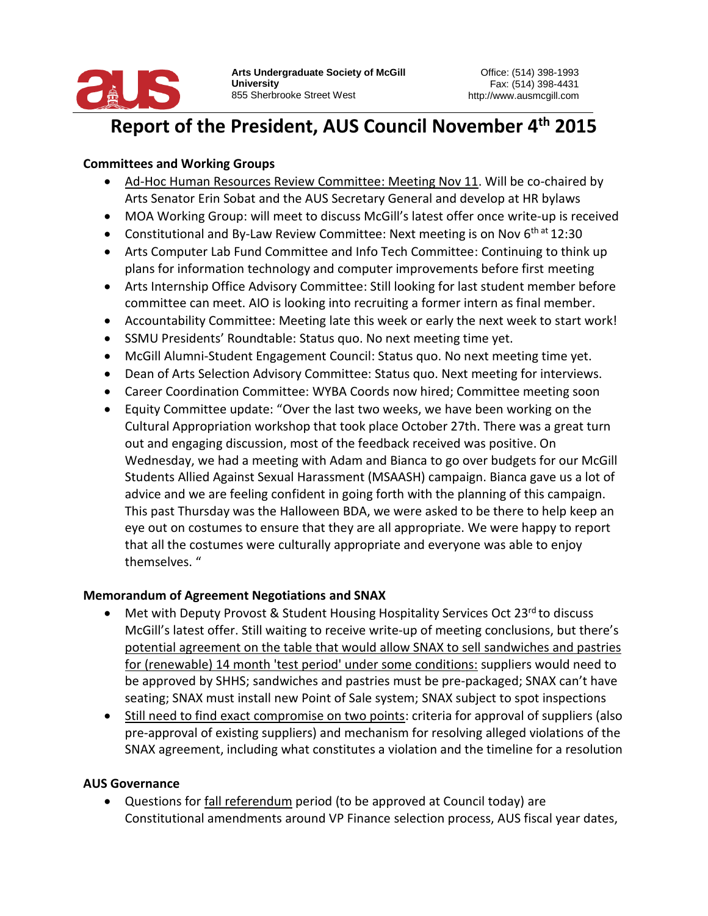Arts Undergraduate Society of McGill University
855 Sherbrooke Street West

Office: (514) 398-1993
Fax: (514) 398-4431
http://www.ausmcgill.com

# Report of the President, AUS Council November 4th 2015

### Committees and Working Groups

- Ad-Hoc Human Resources Review Committee: Meeting Nov 11. Will be co-chaired by Arts Senator Erin Sobat and the AUS Secretary General and develop at HR bylaws
- MOA Working Group: will meet to discuss McGill's latest offer once write-up is received
- Constitutional and By-Law Review Committee: Next meeting is on Nov 6th at 12:30
- Arts Computer Lab Fund Committee and Info Tech Committee: Continuing to think up plans for information technology and computer improvements before first meeting
- Arts Internship Office Advisory Committee: Still looking for last student member before committee can meet. AIO is looking into recruiting a former intern as final member.
- Accountability Committee: Meeting late this week or early the next week to start work!
- SSMU Presidents' Roundtable: Status quo. No next meeting time yet.
- McGill Alumni-Student Engagement Council: Status quo. No next meeting time yet.
- Dean of Arts Selection Advisory Committee: Status quo. Next meeting for interviews.
- Career Coordination Committee: WYBA Coords now hired; Committee meeting soon
- Equity Committee update: "Over the last two weeks, we have been working on the Cultural Appropriation workshop that took place October 27th. There was a great turn out and engaging discussion, most of the feedback received was positive. On Wednesday, we had a meeting with Adam and Bianca to go over budgets for our McGill Students Allied Against Sexual Harassment (MSAASH) campaign. Bianca gave us a lot of advice and we are feeling confident in going forth with the planning of this campaign. This past Thursday was the Halloween BDA, we were asked to be there to help keep an eye out on costumes to ensure that they are all appropriate. We were happy to report that all the costumes were culturally appropriate and everyone was able to enjoy themselves. "

### Memorandum of Agreement Negotiations and SNAX

- Met with Deputy Provost & Student Housing Hospitality Services Oct 23rd to discuss McGill's latest offer. Still waiting to receive write-up of meeting conclusions, but there's potential agreement on the table that would allow SNAX to sell sandwiches and pastries for (renewable) 14 month 'test period' under some conditions: suppliers would need to be approved by SHHS; sandwiches and pastries must be pre-packaged; SNAX can't have seating; SNAX must install new Point of Sale system; SNAX subject to spot inspections
- Still need to find exact compromise on two points: criteria for approval of suppliers (also pre-approval of existing suppliers) and mechanism for resolving alleged violations of the SNAX agreement, including what constitutes a violation and the timeline for a resolution

### AUS Governance

- Questions for fall referendum period (to be approved at Council today) are Constitutional amendments around VP Finance selection process, AUS fiscal year dates,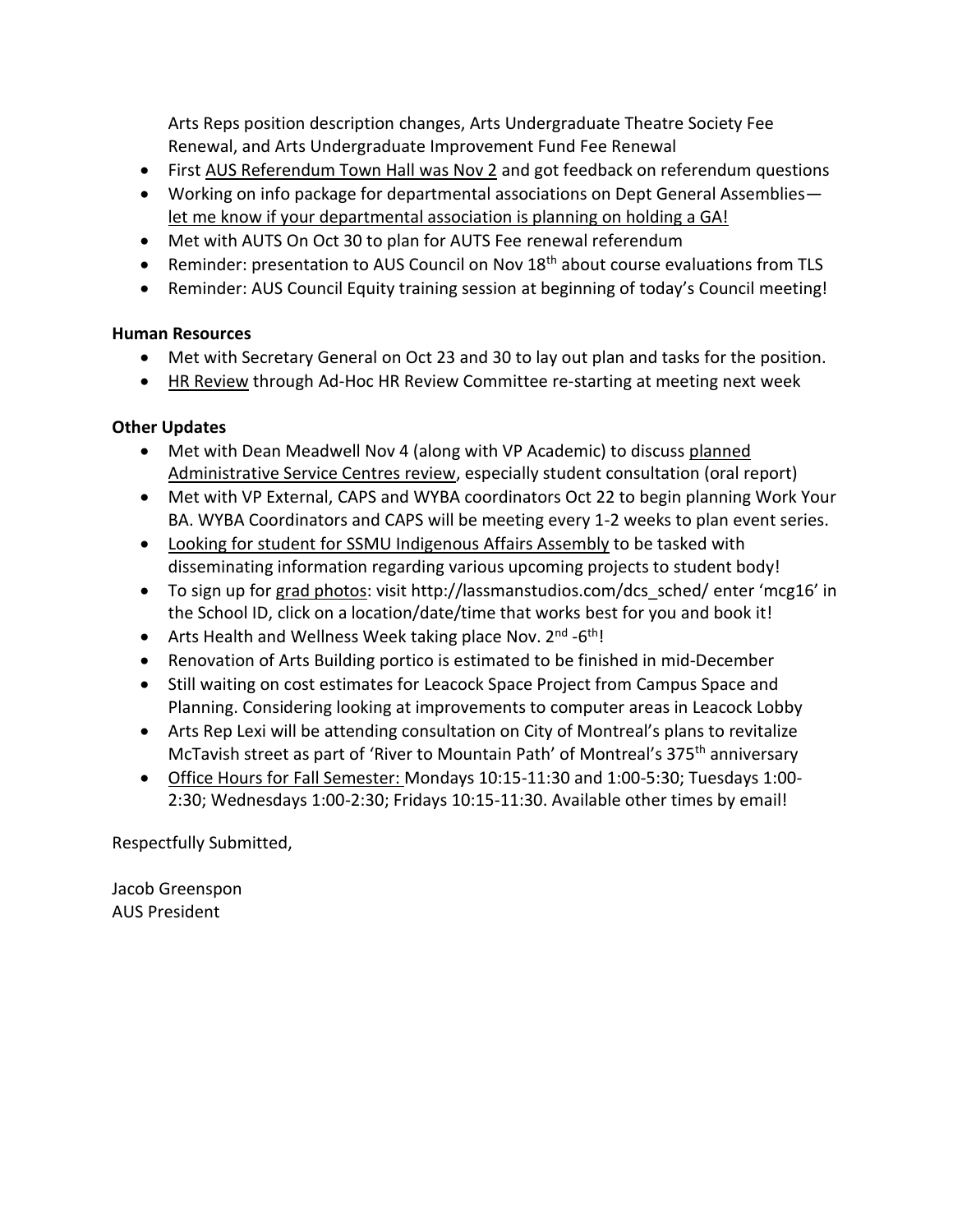Arts Reps position description changes, Arts Undergraduate Theatre Society Fee Renewal, and Arts Undergraduate Improvement Fund Fee Renewal

- First AUS Referendum Town Hall was Nov 2 and got feedback on referendum questions
- Working on info package for departmental associations on Dept General Assemblies—let me know if your departmental association is planning on holding a GA!
- Met with AUTS On Oct 30 to plan for AUTS Fee renewal referendum
- Reminder: presentation to AUS Council on Nov 18th about course evaluations from TLS
- Reminder: AUS Council Equity training session at beginning of today's Council meeting!

**Human Resources**

- Met with Secretary General on Oct 23 and 30 to lay out plan and tasks for the position.
- HR Review through Ad-Hoc HR Review Committee re-starting at meeting next week

**Other Updates**

- Met with Dean Meadwell Nov 4 (along with VP Academic) to discuss planned Administrative Service Centres review, especially student consultation (oral report)
- Met with VP External, CAPS and WYBA coordinators Oct 22 to begin planning Work Your BA. WYBA Coordinators and CAPS will be meeting every 1-2 weeks to plan event series.
- Looking for student for SSMU Indigenous Affairs Assembly to be tasked with disseminating information regarding various upcoming projects to student body!
- To sign up for grad photos: visit http://lassmanstudios.com/dcs_sched/ enter 'mcg16' in the School ID, click on a location/date/time that works best for you and book it!
- Arts Health and Wellness Week taking place Nov. 2nd -6th!
- Renovation of Arts Building portico is estimated to be finished in mid-December
- Still waiting on cost estimates for Leacock Space Project from Campus Space and Planning. Considering looking at improvements to computer areas in Leacock Lobby
- Arts Rep Lexi will be attending consultation on City of Montreal's plans to revitalize McTavish street as part of 'River to Mountain Path' of Montreal's 375th anniversary
- Office Hours for Fall Semester: Mondays 10:15-11:30 and 1:00-5:30; Tuesdays 1:00-2:30; Wednesdays 1:00-2:30; Fridays 10:15-11:30. Available other times by email!

Respectfully Submitted,

Jacob Greenspon
AUS President